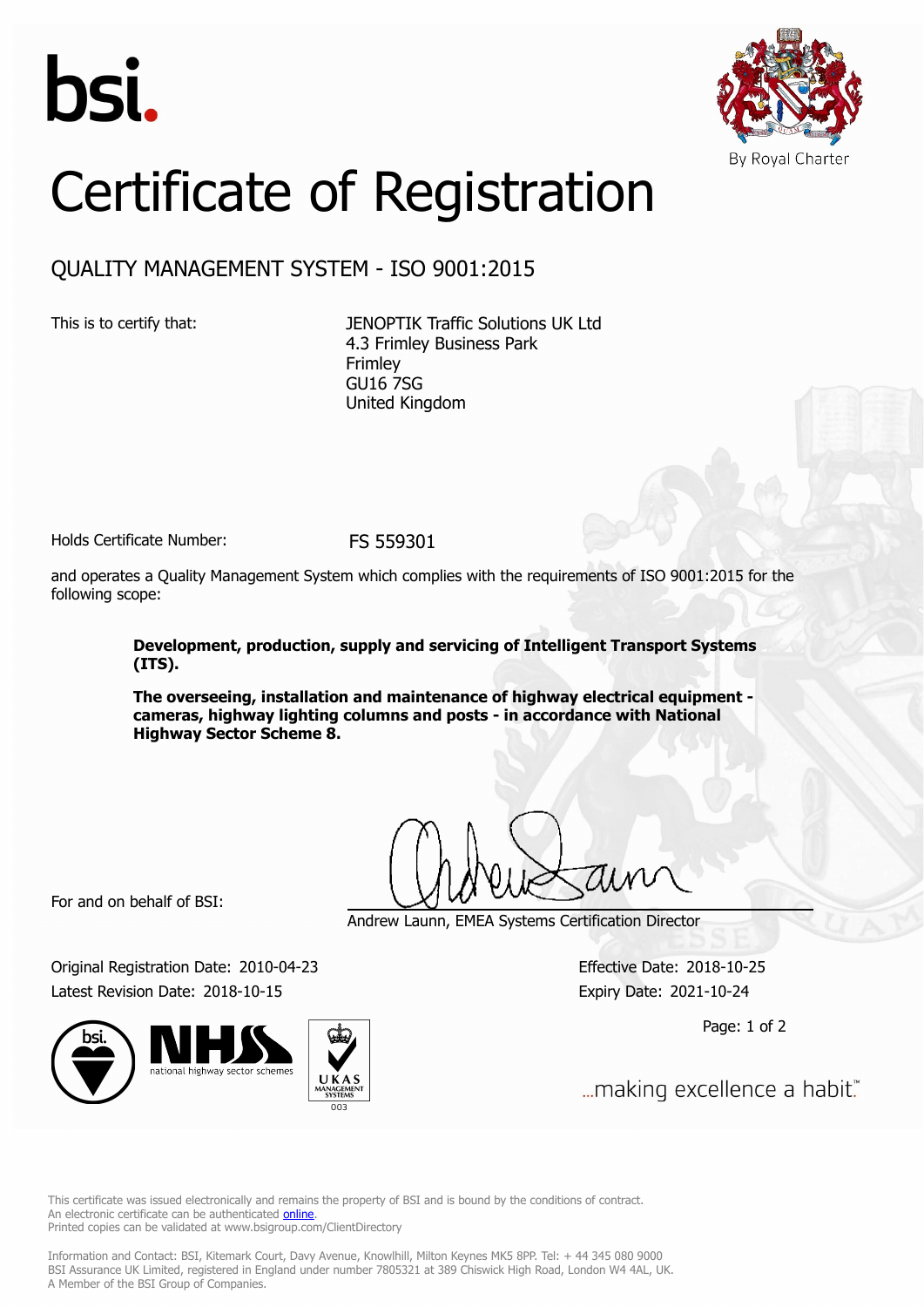bsi.

By Royal Charter

# Certificate of Registration

## QUALITY MANAGEMENT SYSTEM - ISO 9001:2015

This is to certify that: JENOPTIK Traffic Solutions UK Ltd
4.3 Frimley Business Park
Frimley
GU16 7SG
United Kingdom

Holds Certificate Number: FS 559301

and operates a Quality Management System which complies with the requirements of ISO 9001:2015 for the following scope:

**Development, production, supply and servicing of Intelligent Transport Systems (ITS).**

**The overseeing, installation and maintenance of highway electrical equipment - cameras, highway lighting columns and posts - in accordance with National Highway Sector Scheme 8.**

For and on behalf of BSI:

Andrew Launn, EMEA Systems Certification Director

Original Registration Date: 2010-04-23
Latest Revision Date: 2018-10-15

Effective Date: 2018-10-25
Expiry Date: 2021-10-24

national highway sector schemes

UKAS MANAGEMENT SYSTEMS 003

...making excellence a habit.™

This certificate was issued electronically and remains the property of BSI and is bound by the conditions of contract.
An electronic certificate can be authenticated online.
Printed copies can be validated at www.bsigroup.com/ClientDirectory

Information and Contact: BSI, Kitemark Court, Davy Avenue, Knowlhill, Milton Keynes MK5 8PP. Tel: + 44 345 080 9000
BSI Assurance UK Limited, registered in England under number 7805321 at 389 Chiswick High Road, London W4 4AL, UK.
A Member of the BSI Group of Companies.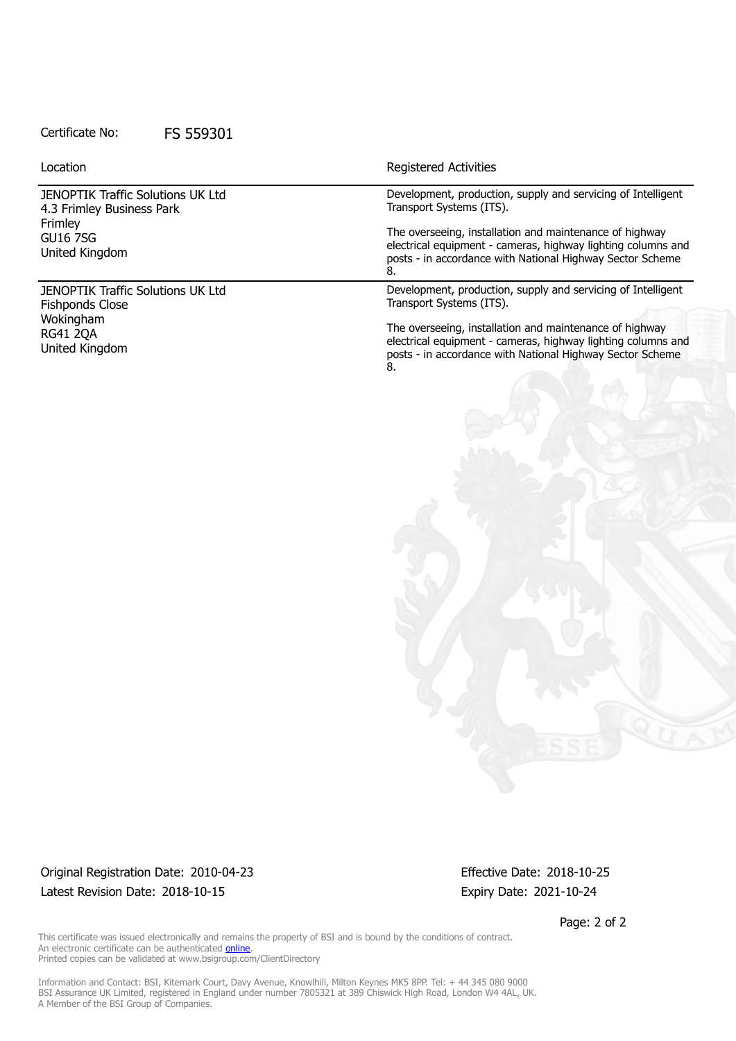Certificate No: FS 559301

| Location | Registered Activities |
| --- | --- |
| JENOPTIK Traffic Solutions UK Ltd<br>4.3 Frimley Business Park<br>Frimley<br>GU16 7SG<br>United Kingdom | Development, production, supply and servicing of Intelligent Transport Systems (ITS).<br><br>The overseeing, installation and maintenance of highway electrical equipment - cameras, highway lighting columns and posts - in accordance with National Highway Sector Scheme 8. |
| JENOPTIK Traffic Solutions UK Ltd<br>Fishponds Close<br>Wokingham<br>RG41 2QA<br>United Kingdom | Development, production, supply and servicing of Intelligent Transport Systems (ITS).<br><br>The overseeing, installation and maintenance of highway electrical equipment - cameras, highway lighting columns and posts - in accordance with National Highway Sector Scheme 8. |

Original Registration Date: 2010-04-23

Latest Revision Date: 2018-10-15

Effective Date: 2018-10-25

Expiry Date: 2021-10-24

This certificate was issued electronically and remains the property of BSI and is bound by the conditions of contract.
An electronic certificate can be authenticated online.
Printed copies can be validated at www.bsigroup.com/ClientDirectory

Information and Contact: BSI, Kitemark Court, Davy Avenue, Knowlhill, Milton Keynes MK5 8PP. Tel: + 44 345 080 9000
BSI Assurance UK Limited, registered in England under number 7805321 at 389 Chiswick High Road, London W4 4AL, UK.
A Member of the BSI Group of Companies.